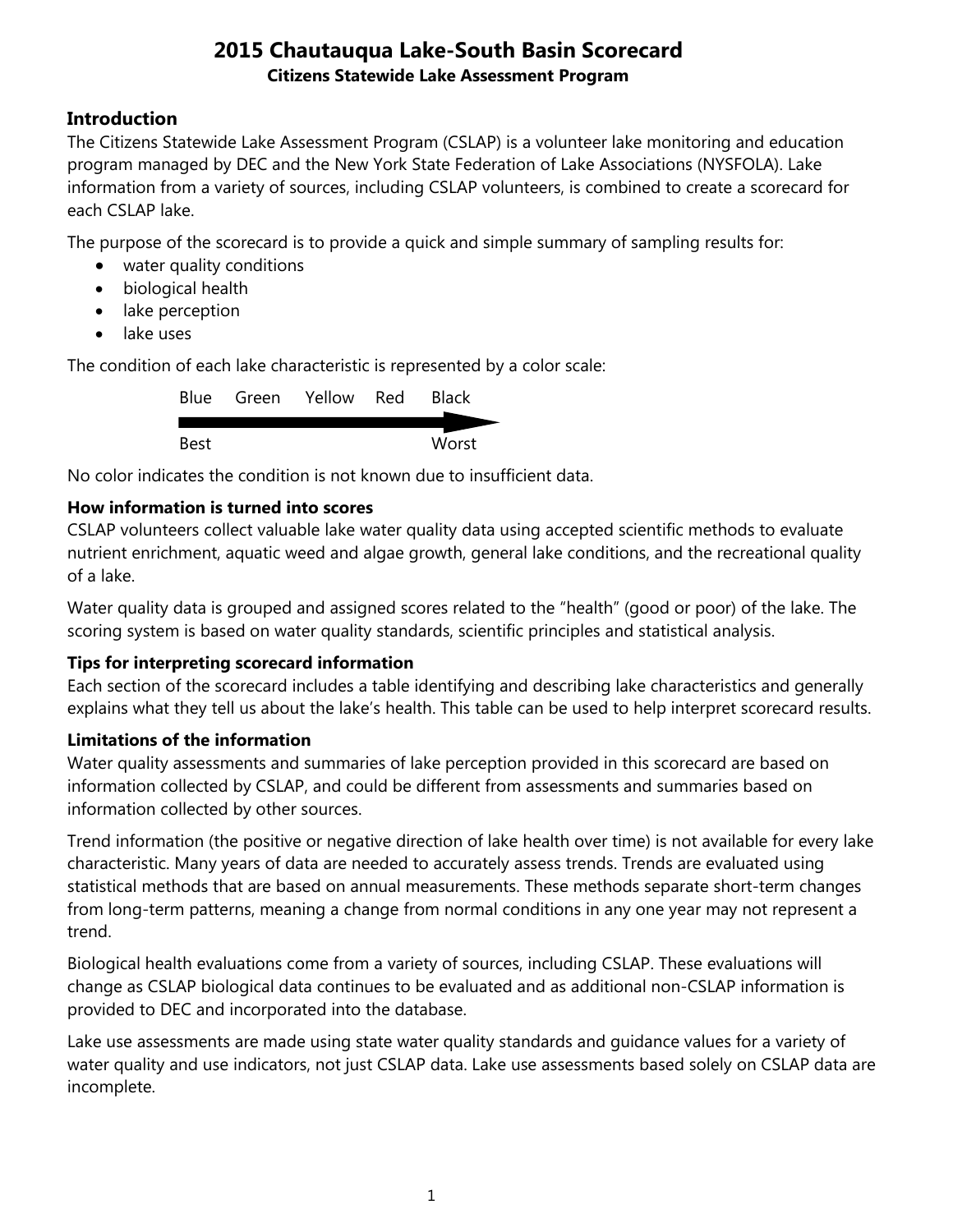# 2015 Chautauqua Lake-South Basin Scorecard

**Citizens Statewide Lake Assessment Program**

## Introduction

The Citizens Statewide Lake Assessment Program (CSLAP) is a volunteer lake monitoring and education program managed by DEC and the New York State Federation of Lake Associations (NYSFOLA). Lake information from a variety of sources, including CSLAP volunteers, is combined to create a scorecard for each CSLAP lake.

The purpose of the scorecard is to provide a quick and simple summary of sampling results for:

- water quality conditions
- biological health
- lake perception
- lake uses

The condition of each lake characteristic is represented by a color scale:

Blue Green Yellow Red Black

Best → Worst

No color indicates the condition is not known due to insufficient data.

### How information is turned into scores

CSLAP volunteers collect valuable lake water quality data using accepted scientific methods to evaluate nutrient enrichment, aquatic weed and algae growth, general lake conditions, and the recreational quality of a lake.

Water quality data is grouped and assigned scores related to the "health" (good or poor) of the lake. The scoring system is based on water quality standards, scientific principles and statistical analysis.

### Tips for interpreting scorecard information

Each section of the scorecard includes a table identifying and describing lake characteristics and generally explains what they tell us about the lake's health. This table can be used to help interpret scorecard results.

### Limitations of the information

Water quality assessments and summaries of lake perception provided in this scorecard are based on information collected by CSLAP, and could be different from assessments and summaries based on information collected by other sources.

Trend information (the positive or negative direction of lake health over time) is not available for every lake characteristic. Many years of data are needed to accurately assess trends. Trends are evaluated using statistical methods that are based on annual measurements. These methods separate short-term changes from long-term patterns, meaning a change from normal conditions in any one year may not represent a trend.

Biological health evaluations come from a variety of sources, including CSLAP. These evaluations will change as CSLAP biological data continues to be evaluated and as additional non-CSLAP information is provided to DEC and incorporated into the database.

Lake use assessments are made using state water quality standards and guidance values for a variety of water quality and use indicators, not just CSLAP data. Lake use assessments based solely on CSLAP data are incomplete.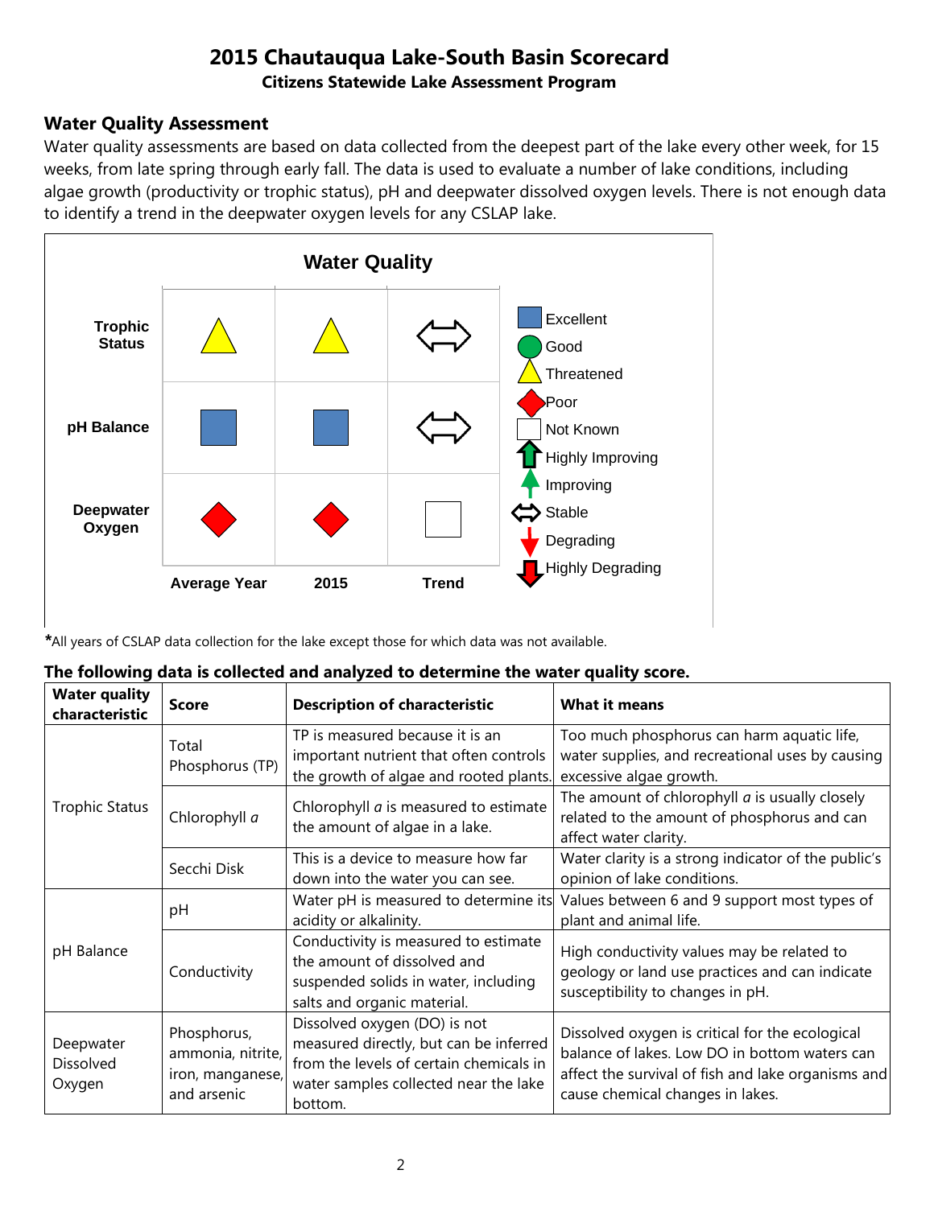# 2015 Chautauqua Lake-South Basin Scorecard

**Citizens Statewide Lake Assessment Program**

## Water Quality Assessment

Water quality assessments are based on data collected from the deepest part of the lake every other week, for 15 weeks, from late spring through early fall. The data is used to evaluate a number of lake conditions, including algae growth (productivity or trophic status), pH and deepwater dissolved oxygen levels. There is not enough data to identify a trend in the deepwater oxygen levels for any CSLAP lake.

**Water Quality**

| | Average Year | 2015 | Trend |
|---|---|---|---|
| **Trophic Status** | Threatened | Threatened | Stable |
| **pH Balance** | Excellent | Excellent | Stable |
| **Deepwater Oxygen** | Poor | Poor | Not Known |

Legend: Excellent, Good, Threatened, Poor, Not Known, Highly Improving, Improving, Stable, Degrading, Highly Degrading

***All years of CSLAP data collection for the lake except those for which data was not available.**

**The following data is collected and analyzed to determine the water quality score.**

| Water quality characteristic | Score | Description of characteristic | What it means |
|---|---|---|---|
| Trophic Status | Total Phosphorus (TP) | TP is measured because it is an important nutrient that often controls the growth of algae and rooted plants. | Too much phosphorus can harm aquatic life, water supplies, and recreational uses by causing excessive algae growth. |
| | Chlorophyll *a* | Chlorophyll *a* is measured to estimate the amount of algae in a lake. | The amount of chlorophyll *a* is usually closely related to the amount of phosphorus and can affect water clarity. |
| | Secchi Disk | This is a device to measure how far down into the water you can see. | Water clarity is a strong indicator of the public's opinion of lake conditions. |
| pH Balance | pH | Water pH is measured to determine its acidity or alkalinity. | Values between 6 and 9 support most types of plant and animal life. |
| | Conductivity | Conductivity is measured to estimate the amount of dissolved and suspended solids in water, including salts and organic material. | High conductivity values may be related to geology or land use practices and can indicate susceptibility to changes in pH. |
| Deepwater Dissolved Oxygen | Phosphorus, ammonia, nitrite, iron, manganese, and arsenic | Dissolved oxygen (DO) is not measured directly, but can be inferred from the levels of certain chemicals in water samples collected near the lake bottom. | Dissolved oxygen is critical for the ecological balance of lakes. Low DO in bottom waters can affect the survival of fish and lake organisms and cause chemical changes in lakes. |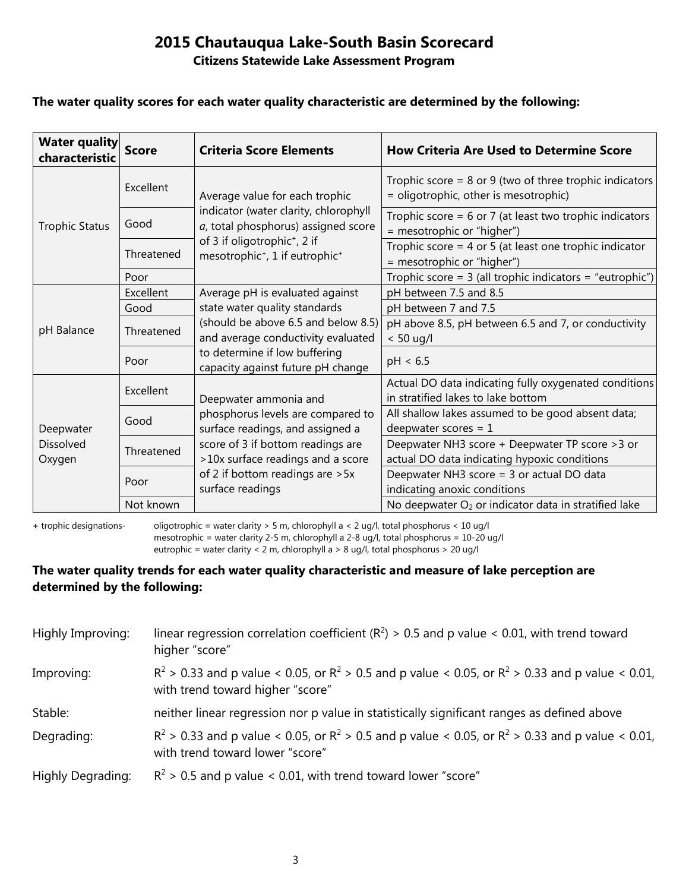# 2015 Chautauqua Lake-South Basin Scorecard

**Citizens Statewide Lake Assessment Program**

**The water quality scores for each water quality characteristic are determined by the following:**

| Water quality characteristic | Score | Criteria Score Elements | How Criteria Are Used to Determine Score |
|---|---|---|---|
| Trophic Status | Excellent | Average value for each trophic indicator (water clarity, chlorophyll *a*, total phosphorus) assigned score of 3 if oligotrophic+, 2 if mesotrophic+, 1 if eutrophic+ | Trophic score = 8 or 9 (two of three trophic indicators = oligotrophic, other is mesotrophic) |
| | Good | | Trophic score = 6 or 7 (at least two trophic indicators = mesotrophic or "higher") |
| | Threatened | | Trophic score = 4 or 5 (at least one trophic indicator = mesotrophic or "higher") |
| | Poor | | Trophic score = 3 (all trophic indicators = "eutrophic") |
| pH Balance | Excellent | Average pH is evaluated against state water quality standards (should be above 6.5 and below 8.5) and average conductivity evaluated to determine if low buffering capacity against future pH change | pH between 7.5 and 8.5 |
| | Good | | pH between 7 and 7.5 |
| | Threatened | | pH above 8.5, pH between 6.5 and 7, or conductivity < 50 ug/l |
| | Poor | | pH < 6.5 |
| Deepwater Dissolved Oxygen | Excellent | Deepwater ammonia and phosphorus levels are compared to surface readings, and assigned a score of 3 if bottom readings are >10x surface readings and a score of 2 if bottom readings are >5x surface readings | Actual DO data indicating fully oxygenated conditions in stratified lakes to lake bottom |
| | Good | | All shallow lakes assumed to be good absent data; deepwater scores = 1 |
| | Threatened | | Deepwater NH3 score + Deepwater TP score >3 or actual DO data indicating hypoxic conditions |
| | Poor | | Deepwater NH3 score = 3 or actual DO data indicating anoxic conditions |
| | Not known | | No deepwater $O_2$ or indicator data in stratified lake |

**+** trophic designations-
oligotrophic = water clarity > 5 m, chlorophyll a < 2 ug/l, total phosphorus < 10 ug/l
mesotrophic = water clarity 2-5 m, chlorophyll a 2-8 ug/l, total phosphorus = 10-20 ug/l
eutrophic = water clarity < 2 m, chlorophyll a > 8 ug/l, total phosphorus > 20 ug/l

**The water quality trends for each water quality characteristic and measure of lake perception are determined by the following:**

Highly Improving: linear regression correlation coefficient ($R^2$) > 0.5 and p value < 0.01, with trend toward higher "score"

Improving: $R^2$ > 0.33 and p value < 0.05, or $R^2$ > 0.5 and p value < 0.05, or $R^2$ > 0.33 and p value < 0.01, with trend toward higher "score"

Stable: neither linear regression nor p value in statistically significant ranges as defined above

Degrading: $R^2$ > 0.33 and p value < 0.05, or $R^2$ > 0.5 and p value < 0.05, or $R^2$ > 0.33 and p value < 0.01, with trend toward lower "score"

Highly Degrading: $R^2$ > 0.5 and p value < 0.01, with trend toward lower "score"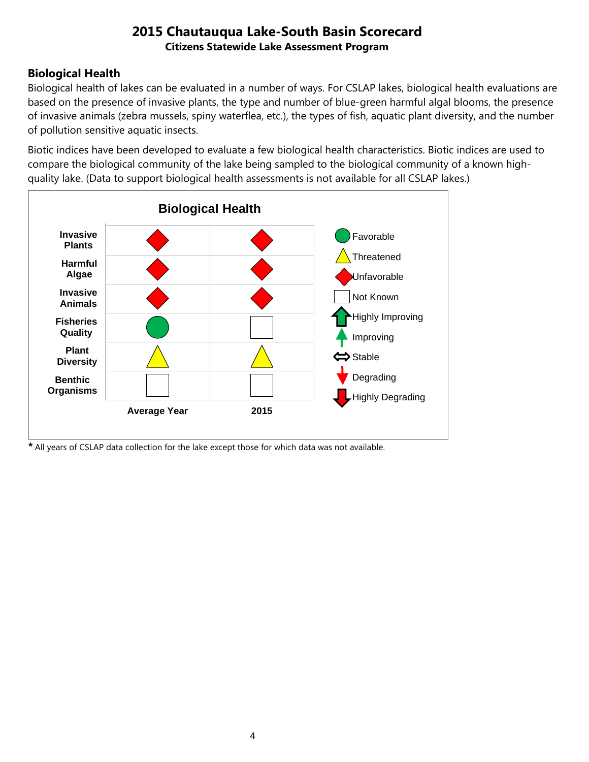# 2015 Chautauqua Lake-South Basin Scorecard

**Citizens Statewide Lake Assessment Program**

## Biological Health

Biological health of lakes can be evaluated in a number of ways. For CSLAP lakes, biological health evaluations are based on the presence of invasive plants, the type and number of blue-green harmful algal blooms, the presence of invasive animals (zebra mussels, spiny waterflea, etc.), the types of fish, aquatic plant diversity, and the number of pollution sensitive aquatic insects.

Biotic indices have been developed to evaluate a few biological health characteristics. Biotic indices are used to compare the biological community of the lake being sampled to the biological community of a known high-quality lake. (Data to support biological health assessments is not available for all CSLAP lakes.)

**Biological Health**

| | Average Year | 2015 |
|---|---|---|
| **Invasive Plants** | Unfavorable | Unfavorable |
| **Harmful Algae** | Unfavorable | Unfavorable |
| **Invasive Animals** | Unfavorable | Unfavorable |
| **Fisheries Quality** | Favorable | Not Known |
| **Plant Diversity** | Threatened | Threatened |
| **Benthic Organisms** | Not Known | Not Known |

Legend: Favorable; Threatened; Unfavorable; Not Known; Highly Improving; Improving; Stable; Degrading; Highly Degrading

* All years of CSLAP data collection for the lake except those for which data was not available.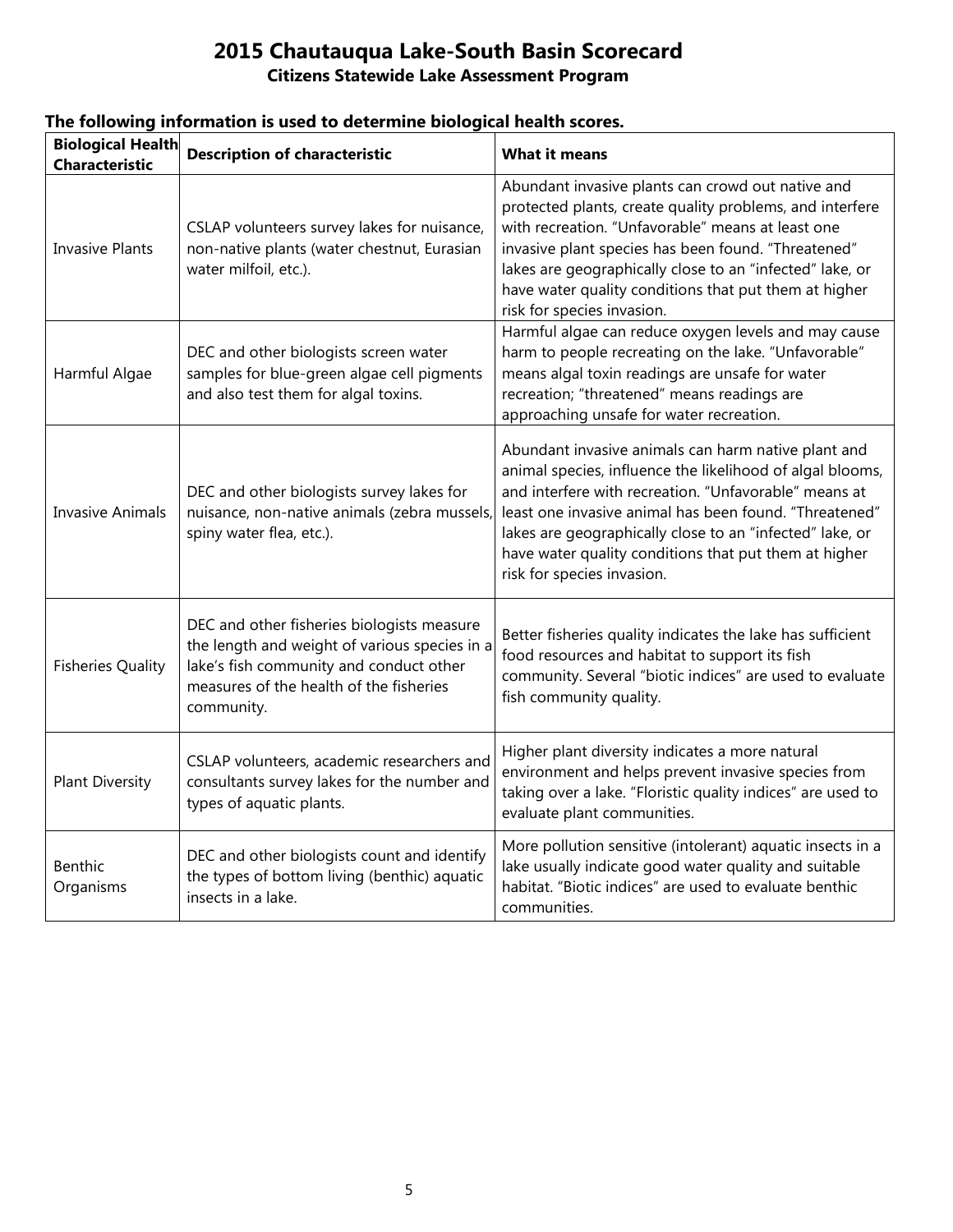# 2015 Chautauqua Lake-South Basin Scorecard

## Citizens Statewide Lake Assessment Program

### The following information is used to determine biological health scores.

| Biological Health Characteristic | Description of characteristic | What it means |
|---|---|---|
| Invasive Plants | CSLAP volunteers survey lakes for nuisance, non-native plants (water chestnut, Eurasian water milfoil, etc.). | Abundant invasive plants can crowd out native and protected plants, create quality problems, and interfere with recreation. "Unfavorable" means at least one invasive plant species has been found. "Threatened" lakes are geographically close to an "infected" lake, or have water quality conditions that put them at higher risk for species invasion. |
| Harmful Algae | DEC and other biologists screen water samples for blue-green algae cell pigments and also test them for algal toxins. | Harmful algae can reduce oxygen levels and may cause harm to people recreating on the lake. "Unfavorable" means algal toxin readings are unsafe for water recreation; "threatened" means readings are approaching unsafe for water recreation. |
| Invasive Animals | DEC and other biologists survey lakes for nuisance, non-native animals (zebra mussels, spiny water flea, etc.). | Abundant invasive animals can harm native plant and animal species, influence the likelihood of algal blooms, and interfere with recreation. "Unfavorable" means at least one invasive animal has been found. "Threatened" lakes are geographically close to an "infected" lake, or have water quality conditions that put them at higher risk for species invasion. |
| Fisheries Quality | DEC and other fisheries biologists measure the length and weight of various species in a lake's fish community and conduct other measures of the health of the fisheries community. | Better fisheries quality indicates the lake has sufficient food resources and habitat to support its fish community. Several "biotic indices" are used to evaluate fish community quality. |
| Plant Diversity | CSLAP volunteers, academic researchers and consultants survey lakes for the number and types of aquatic plants. | Higher plant diversity indicates a more natural environment and helps prevent invasive species from taking over a lake. "Floristic quality indices" are used to evaluate plant communities. |
| Benthic Organisms | DEC and other biologists count and identify the types of bottom living (benthic) aquatic insects in a lake. | More pollution sensitive (intolerant) aquatic insects in a lake usually indicate good water quality and suitable habitat. "Biotic indices" are used to evaluate benthic communities. |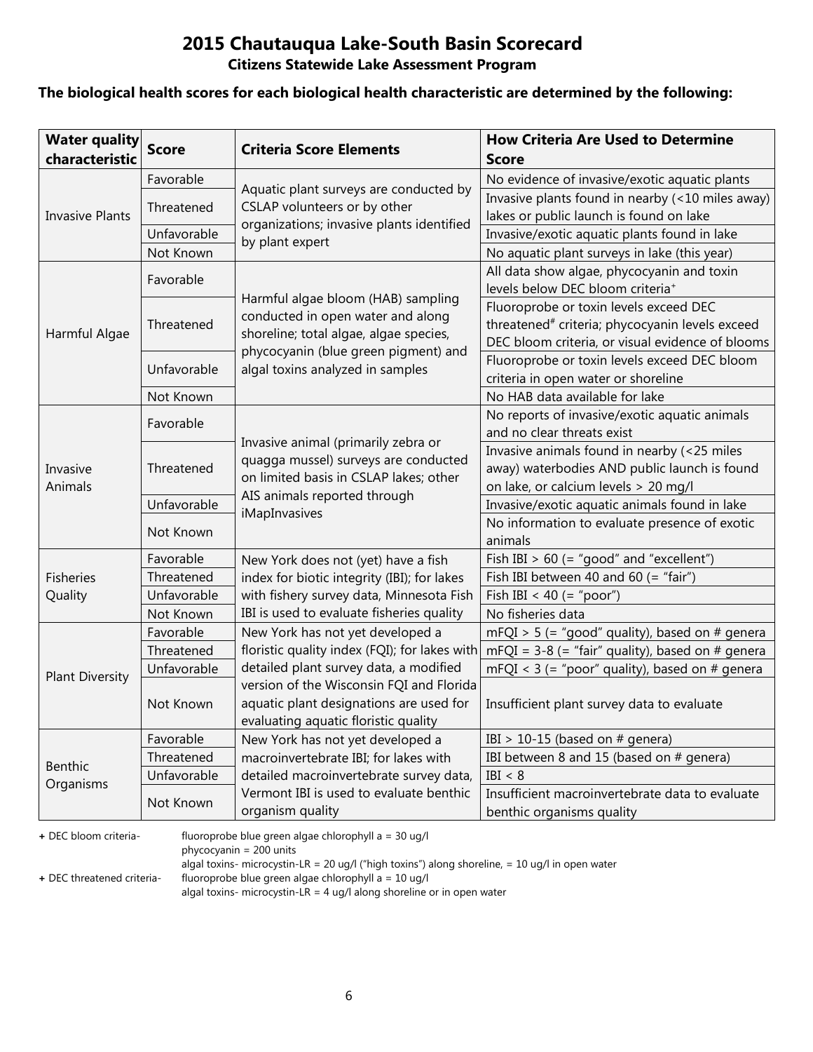# 2015 Chautauqua Lake-South Basin Scorecard

## Citizens Statewide Lake Assessment Program

**The biological health scores for each biological health characteristic are determined by the following:**

| Water quality characteristic | Score | Criteria Score Elements | How Criteria Are Used to Determine Score |
|---|---|---|---|
| Invasive Plants | Favorable | Aquatic plant surveys are conducted by CSLAP volunteers or by other organizations; invasive plants identified by plant expert | No evidence of invasive/exotic aquatic plants |
| | Threatened | | Invasive plants found in nearby (<10 miles away) lakes or public launch is found on lake |
| | Unfavorable | | Invasive/exotic aquatic plants found in lake |
| | Not Known | | No aquatic plant surveys in lake (this year) |
| Harmful Algae | Favorable | Harmful algae bloom (HAB) sampling conducted in open water and along shoreline; total algae, algae species, phycocyanin (blue green pigment) and algal toxins analyzed in samples | All data show algae, phycocyanin and toxin levels below DEC bloom criteria+ |
| | Threatened | | Fluoroprobe or toxin levels exceed DEC threatened# criteria; phycocyanin levels exceed DEC bloom criteria, or visual evidence of blooms |
| | Unfavorable | | Fluoroprobe or toxin levels exceed DEC bloom criteria in open water or shoreline |
| | Not Known | | No HAB data available for lake |
| Invasive Animals | Favorable | Invasive animal (primarily zebra or quagga mussel) surveys are conducted on limited basis in CSLAP lakes; other AIS animals reported through iMapInvasives | No reports of invasive/exotic aquatic animals and no clear threats exist |
| | Threatened | | Invasive animals found in nearby (<25 miles away) waterbodies AND public launch is found on lake, or calcium levels > 20 mg/l |
| | Unfavorable | | Invasive/exotic aquatic animals found in lake |
| | Not Known | | No information to evaluate presence of exotic animals |
| Fisheries Quality | Favorable | New York does not (yet) have a fish index for biotic integrity (IBI); for lakes with fishery survey data, Minnesota Fish IBI is used to evaluate fisheries quality | Fish IBI > 60 (= "good" and "excellent") |
| | Threatened | | Fish IBI between 40 and 60 (= "fair") |
| | Unfavorable | | Fish IBI < 40 (= "poor") |
| | Not Known | | No fisheries data |
| Plant Diversity | Favorable | New York has not yet developed a floristic quality index (FQI); for lakes with detailed plant survey data, a modified version of the Wisconsin FQI and Florida aquatic plant designations are used for evaluating aquatic floristic quality | mFQI > 5 (= "good" quality), based on # genera |
| | Threatened | | mFQI = 3-8 (= "fair" quality), based on # genera |
| | Unfavorable | | mFQI < 3 (= "poor" quality), based on # genera |
| | Not Known | | Insufficient plant survey data to evaluate |
| Benthic Organisms | Favorable | New York has not yet developed a macroinvertebrate IBI; for lakes with detailed macroinvertebrate survey data, Vermont IBI is used to evaluate benthic organism quality | IBI > 10-15 (based on # genera) |
| | Threatened | | IBI between 8 and 15 (based on # genera) |
| | Unfavorable | | IBI < 8 |
| | Not Known | | Insufficient macroinvertebrate data to evaluate benthic organisms quality |

**+** DEC bloom criteria- fluoroprobe blue green algae chlorophyll a = 30 ug/l
phycocyanin = 200 units
algal toxins- microcystin-LR = 20 ug/l ("high toxins") along shoreline, = 10 ug/l in open water

**+** DEC threatened criteria- fluoroprobe blue green algae chlorophyll a = 10 ug/l
algal toxins- microcystin-LR = 4 ug/l along shoreline or in open water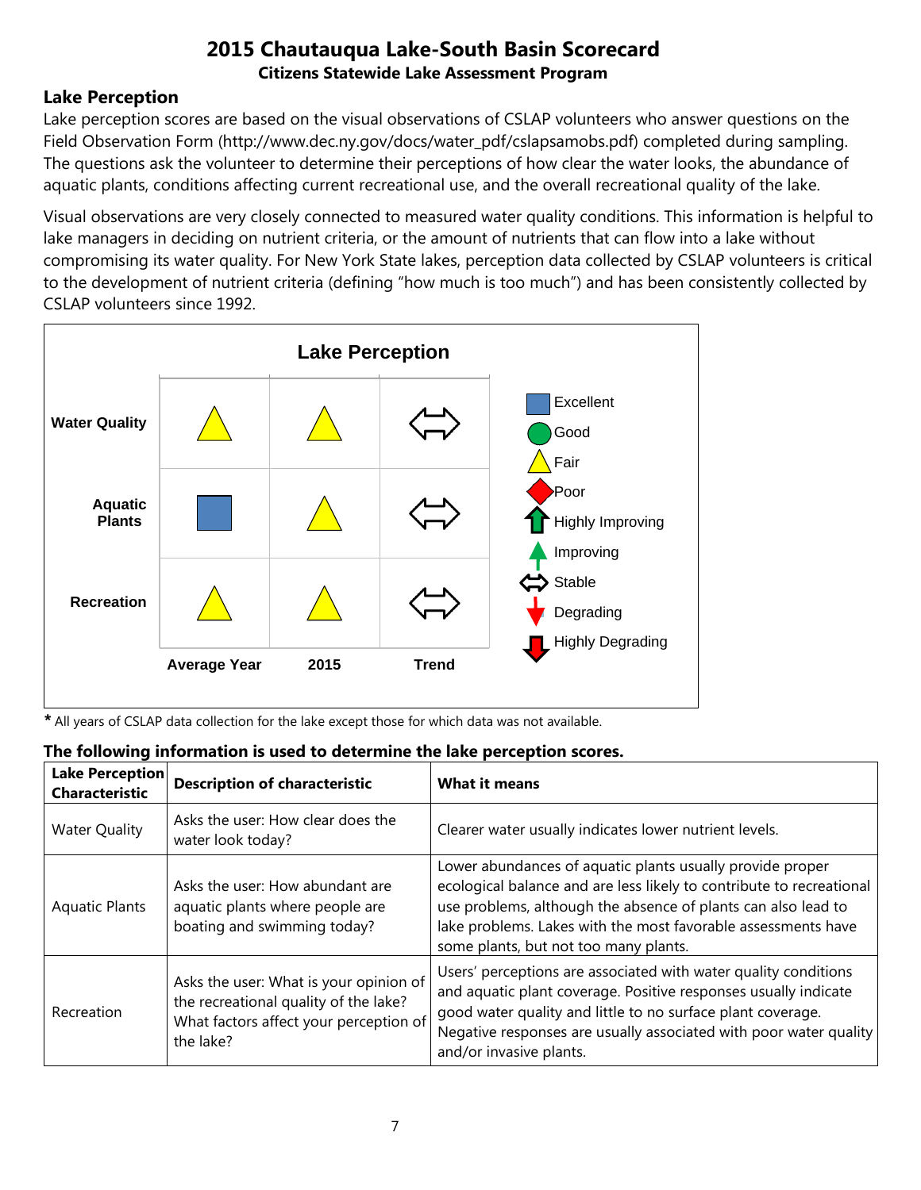# 2015 Chautauqua Lake-South Basin Scorecard

### Citizens Statewide Lake Assessment Program

## Lake Perception

Lake perception scores are based on the visual observations of CSLAP volunteers who answer questions on the Field Observation Form (http://www.dec.ny.gov/docs/water_pdf/cslapsamobs.pdf) completed during sampling. The questions ask the volunteer to determine their perceptions of how clear the water looks, the abundance of aquatic plants, conditions affecting current recreational use, and the overall recreational quality of the lake.

Visual observations are very closely connected to measured water quality conditions. This information is helpful to lake managers in deciding on nutrient criteria, or the amount of nutrients that can flow into a lake without compromising its water quality. For New York State lakes, perception data collected by CSLAP volunteers is critical to the development of nutrient criteria (defining "how much is too much") and has been consistently collected by CSLAP volunteers since 1992.

**Lake Perception**

| | Average Year | 2015 | Trend |
|---|---|---|---|
| **Water Quality** | Fair | Fair | Stable |
| **Aquatic Plants** | Excellent | Fair | Stable |
| **Recreation** | Fair | Fair | Stable |

Legend: Excellent, Good, Fair, Poor, Highly Improving, Improving, Stable, Degrading, Highly Degrading

* All years of CSLAP data collection for the lake except those for which data was not available.

**The following information is used to determine the lake perception scores.**

| Lake Perception Characteristic | Description of characteristic | What it means |
|---|---|---|
| Water Quality | Asks the user: How clear does the water look today? | Clearer water usually indicates lower nutrient levels. |
| Aquatic Plants | Asks the user: How abundant are aquatic plants where people are boating and swimming today? | Lower abundances of aquatic plants usually provide proper ecological balance and are less likely to contribute to recreational use problems, although the absence of plants can also lead to lake problems. Lakes with the most favorable assessments have some plants, but not too many plants. |
| Recreation | Asks the user: What is your opinion of the recreational quality of the lake? What factors affect your perception of the lake? | Users' perceptions are associated with water quality conditions and aquatic plant coverage. Positive responses usually indicate good water quality and little to no surface plant coverage. Negative responses are usually associated with poor water quality and/or invasive plants. |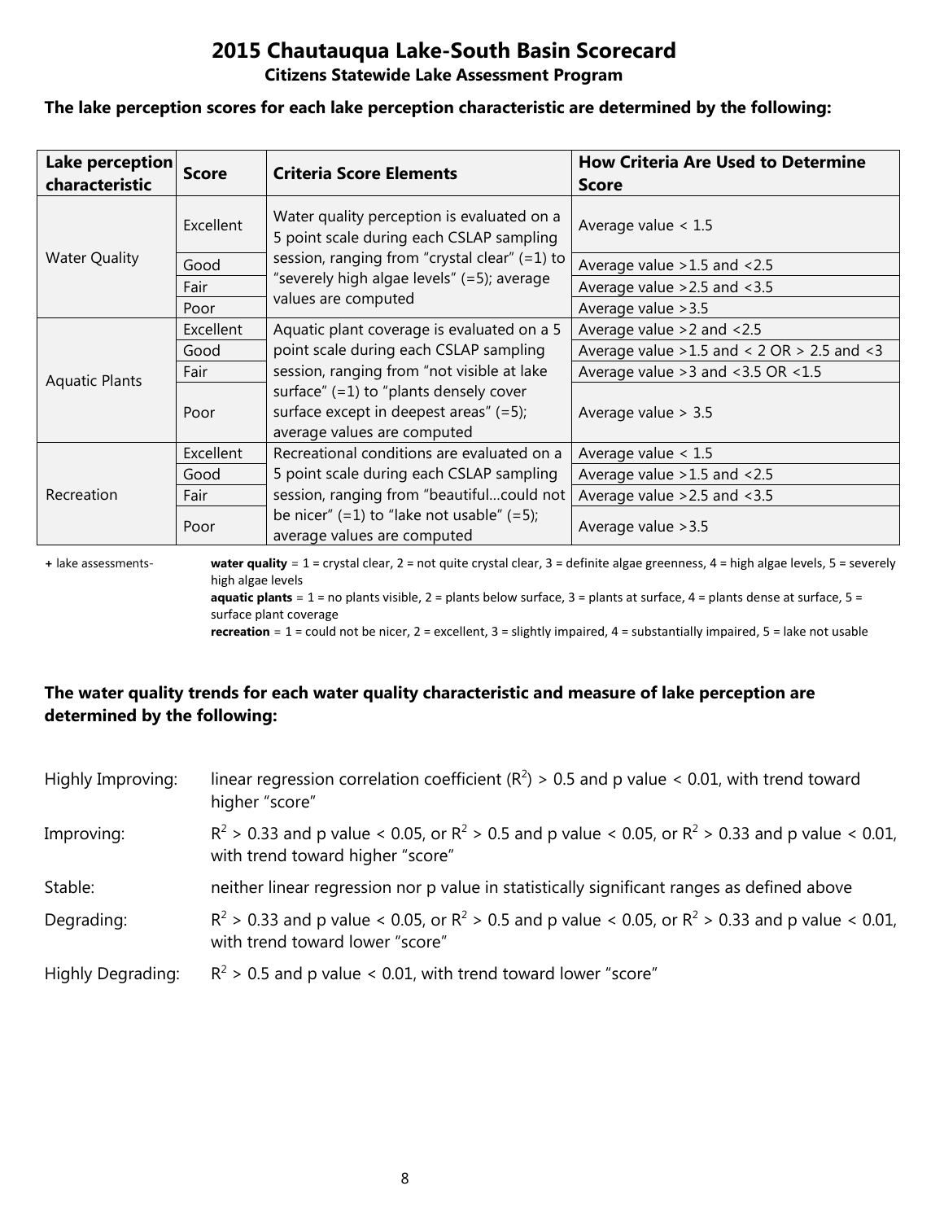# 2015 Chautauqua Lake-South Basin Scorecard

**Citizens Statewide Lake Assessment Program**

**The lake perception scores for each lake perception characteristic are determined by the following:**

| Lake perception characteristic | Score | Criteria Score Elements | How Criteria Are Used to Determine Score |
|---|---|---|---|
| Water Quality | Excellent | Water quality perception is evaluated on a 5 point scale during each CSLAP sampling session, ranging from "crystal clear" (=1) to "severely high algae levels" (=5); average values are computed | Average value < 1.5 |
| | Good | | Average value >1.5 and <2.5 |
| | Fair | | Average value >2.5 and <3.5 |
| | Poor | | Average value >3.5 |
| Aquatic Plants | Excellent | Aquatic plant coverage is evaluated on a 5 point scale during each CSLAP sampling session, ranging from "not visible at lake surface" (=1) to "plants densely cover surface except in deepest areas" (=5); average values are computed | Average value >2 and <2.5 |
| | Good | | Average value >1.5 and < 2 OR > 2.5 and <3 |
| | Fair | | Average value >3 and <3.5 OR <1.5 |
| | Poor | | Average value > 3.5 |
| Recreation | Excellent | Recreational conditions are evaluated on a 5 point scale during each CSLAP sampling session, ranging from "beautiful...could not be nicer" (=1) to "lake not usable" (=5); average values are computed | Average value < 1.5 |
| | Good | | Average value >1.5 and <2.5 |
| | Fair | | Average value >2.5 and <3.5 |
| | Poor | | Average value >3.5 |

**+** lake assessments- **water quality** = 1 = crystal clear, 2 = not quite crystal clear, 3 = definite algae greenness, 4 = high algae levels, 5 = severely high algae levels

**aquatic plants** = 1 = no plants visible, 2 = plants below surface, 3 = plants at surface, 4 = plants dense at surface, 5 = surface plant coverage

**recreation** = 1 = could not be nicer, 2 = excellent, 3 = slightly impaired, 4 = substantially impaired, 5 = lake not usable

**The water quality trends for each water quality characteristic and measure of lake perception are determined by the following:**

Highly Improving: linear regression correlation coefficient ($R^2$) > 0.5 and p value < 0.01, with trend toward higher "score"

Improving: $R^2$ > 0.33 and p value < 0.05, or $R^2$ > 0.5 and p value < 0.05, or $R^2$ > 0.33 and p value < 0.01, with trend toward higher "score"

Stable: neither linear regression nor p value in statistically significant ranges as defined above

Degrading: $R^2$ > 0.33 and p value < 0.05, or $R^2$ > 0.5 and p value < 0.05, or $R^2$ > 0.33 and p value < 0.01, with trend toward lower "score"

Highly Degrading: $R^2$ > 0.5 and p value < 0.01, with trend toward lower "score"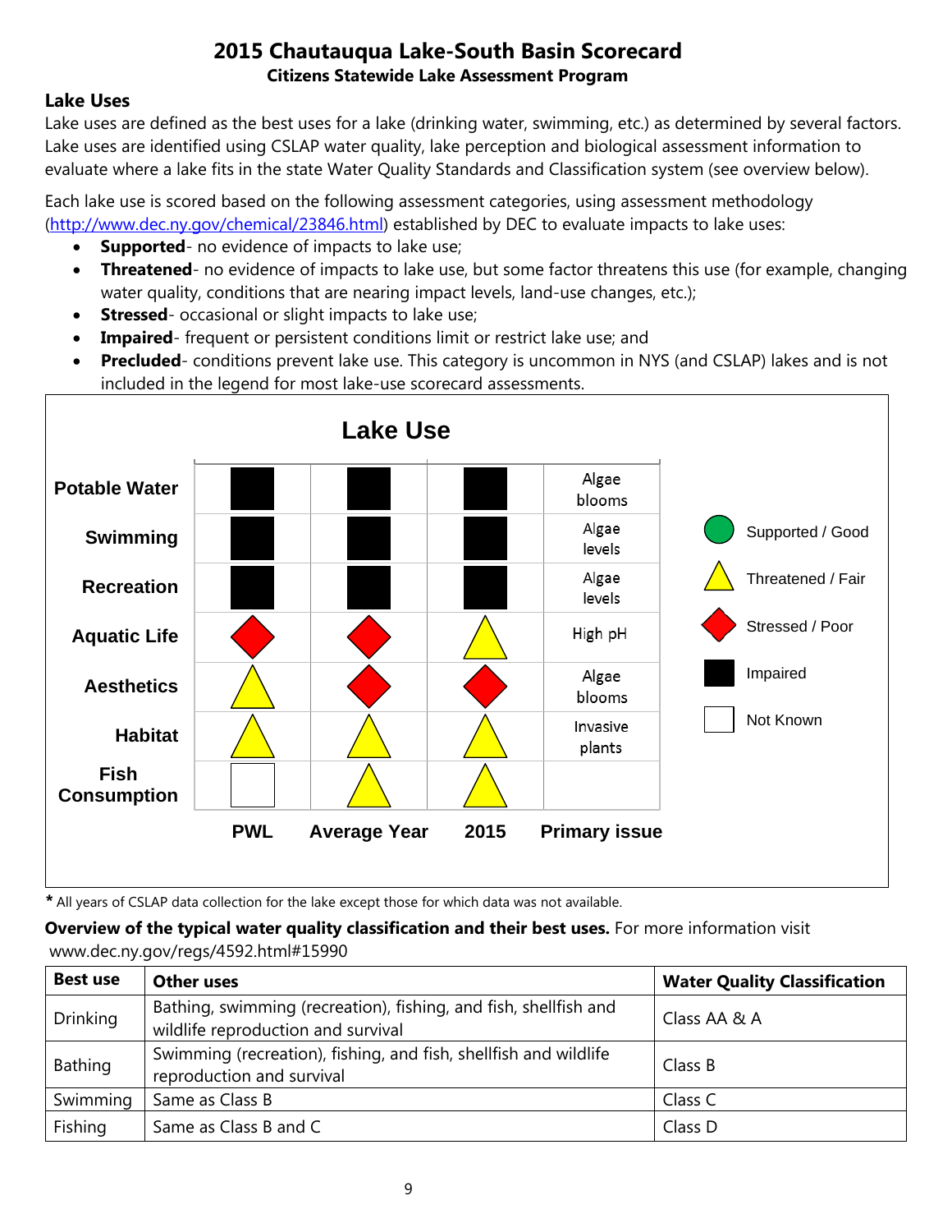# 2015 Chautauqua Lake-South Basin Scorecard

### Citizens Statewide Lake Assessment Program

## Lake Uses

Lake uses are defined as the best uses for a lake (drinking water, swimming, etc.) as determined by several factors. Lake uses are identified using CSLAP water quality, lake perception and biological assessment information to evaluate where a lake fits in the state Water Quality Standards and Classification system (see overview below).

Each lake use is scored based on the following assessment categories, using assessment methodology (http://www.dec.ny.gov/chemical/23846.html) established by DEC to evaluate impacts to lake uses:

- **Supported**- no evidence of impacts to lake use;
- **Threatened**- no evidence of impacts to lake use, but some factor threatens this use (for example, changing water quality, conditions that are nearing impact levels, land-use changes, etc.);
- **Stressed**- occasional or slight impacts to lake use;
- **Impaired**- frequent or persistent conditions limit or restrict lake use; and
- **Precluded**- conditions prevent lake use. This category is uncommon in NYS (and CSLAP) lakes and is not included in the legend for most lake-use scorecard assessments.

**Lake Use**

| | PWL | Average Year | 2015 | Primary issue |
|---|---|---|---|---|
| Potable Water | Impaired | Impaired | Impaired | Algae blooms |
| Swimming | Impaired | Impaired | Impaired | Algae levels |
| Recreation | Impaired | Impaired | Impaired | Algae levels |
| Aquatic Life | Stressed / Poor | Stressed / Poor | Threatened / Fair | High pH |
| Aesthetics | Threatened / Fair | Stressed / Poor | Stressed / Poor | Algae blooms |
| Habitat | Threatened / Fair | Threatened / Fair | Threatened / Fair | Invasive plants |
| Fish Consumption | Not Known | Threatened / Fair | Threatened / Fair | |

Legend: Supported / Good; Threatened / Fair; Stressed / Poor; Impaired; Not Known

* All years of CSLAP data collection for the lake except those for which data was not available.

**Overview of the typical water quality classification and their best uses.** For more information visit www.dec.ny.gov/regs/4592.html#15990

| Best use | Other uses | Water Quality Classification |
|---|---|---|
| Drinking | Bathing, swimming (recreation), fishing, and fish, shellfish and wildlife reproduction and survival | Class AA & A |
| Bathing | Swimming (recreation), fishing, and fish, shellfish and wildlife reproduction and survival | Class B |
| Swimming | Same as Class B | Class C |
| Fishing | Same as Class B and C | Class D |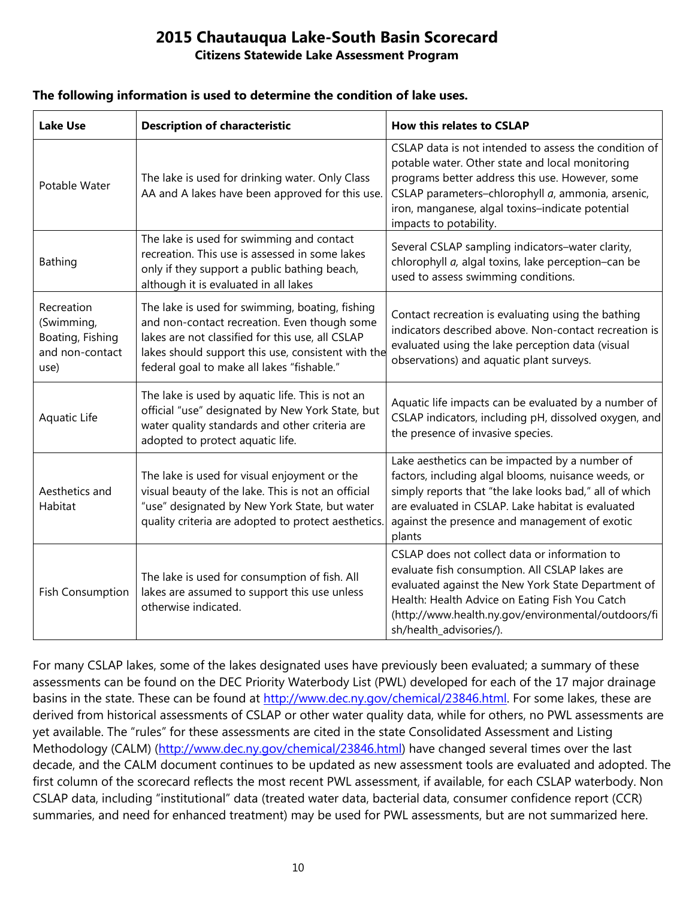# 2015 Chautauqua Lake-South Basin Scorecard

## Citizens Statewide Lake Assessment Program

**The following information is used to determine the condition of lake uses.**

| Lake Use | Description of characteristic | How this relates to CSLAP |
|---|---|---|
| Potable Water | The lake is used for drinking water. Only Class AA and A lakes have been approved for this use. | CSLAP data is not intended to assess the condition of potable water. Other state and local monitoring programs better address this use. However, some CSLAP parameters–chlorophyll *a*, ammonia, arsenic, iron, manganese, algal toxins–indicate potential impacts to potability. |
| Bathing | The lake is used for swimming and contact recreation. This use is assessed in some lakes only if they support a public bathing beach, although it is evaluated in all lakes | Several CSLAP sampling indicators–water clarity, chlorophyll *a,* algal toxins, lake perception–can be used to assess swimming conditions. |
| Recreation (Swimming, Boating, Fishing and non-contact use) | The lake is used for swimming, boating, fishing and non-contact recreation. Even though some lakes are not classified for this use, all CSLAP lakes should support this use, consistent with the federal goal to make all lakes "fishable." | Contact recreation is evaluating using the bathing indicators described above. Non-contact recreation is evaluated using the lake perception data (visual observations) and aquatic plant surveys. |
| Aquatic Life | The lake is used by aquatic life. This is not an official "use" designated by New York State, but water quality standards and other criteria are adopted to protect aquatic life. | Aquatic life impacts can be evaluated by a number of CSLAP indicators, including pH, dissolved oxygen, and the presence of invasive species. |
| Aesthetics and Habitat | The lake is used for visual enjoyment or the visual beauty of the lake. This is not an official "use" designated by New York State, but water quality criteria are adopted to protect aesthetics. | Lake aesthetics can be impacted by a number of factors, including algal blooms, nuisance weeds, or simply reports that "the lake looks bad," all of which are evaluated in CSLAP. Lake habitat is evaluated against the presence and management of exotic plants |
| Fish Consumption | The lake is used for consumption of fish. All lakes are assumed to support this use unless otherwise indicated. | CSLAP does not collect data or information to evaluate fish consumption. All CSLAP lakes are evaluated against the New York State Department of Health: Health Advice on Eating Fish You Catch (http://www.health.ny.gov/environmental/outdoors/fish/health_advisories/). |

For many CSLAP lakes, some of the lakes designated uses have previously been evaluated; a summary of these assessments can be found on the DEC Priority Waterbody List (PWL) developed for each of the 17 major drainage basins in the state. These can be found at http://www.dec.ny.gov/chemical/23846.html. For some lakes, these are derived from historical assessments of CSLAP or other water quality data, while for others, no PWL assessments are yet available. The "rules" for these assessments are cited in the state Consolidated Assessment and Listing Methodology (CALM) (http://www.dec.ny.gov/chemical/23846.html) have changed several times over the last decade, and the CALM document continues to be updated as new assessment tools are evaluated and adopted. The first column of the scorecard reflects the most recent PWL assessment, if available, for each CSLAP waterbody. Non CSLAP data, including "institutional" data (treated water data, bacterial data, consumer confidence report (CCR) summaries, and need for enhanced treatment) may be used for PWL assessments, but are not summarized here.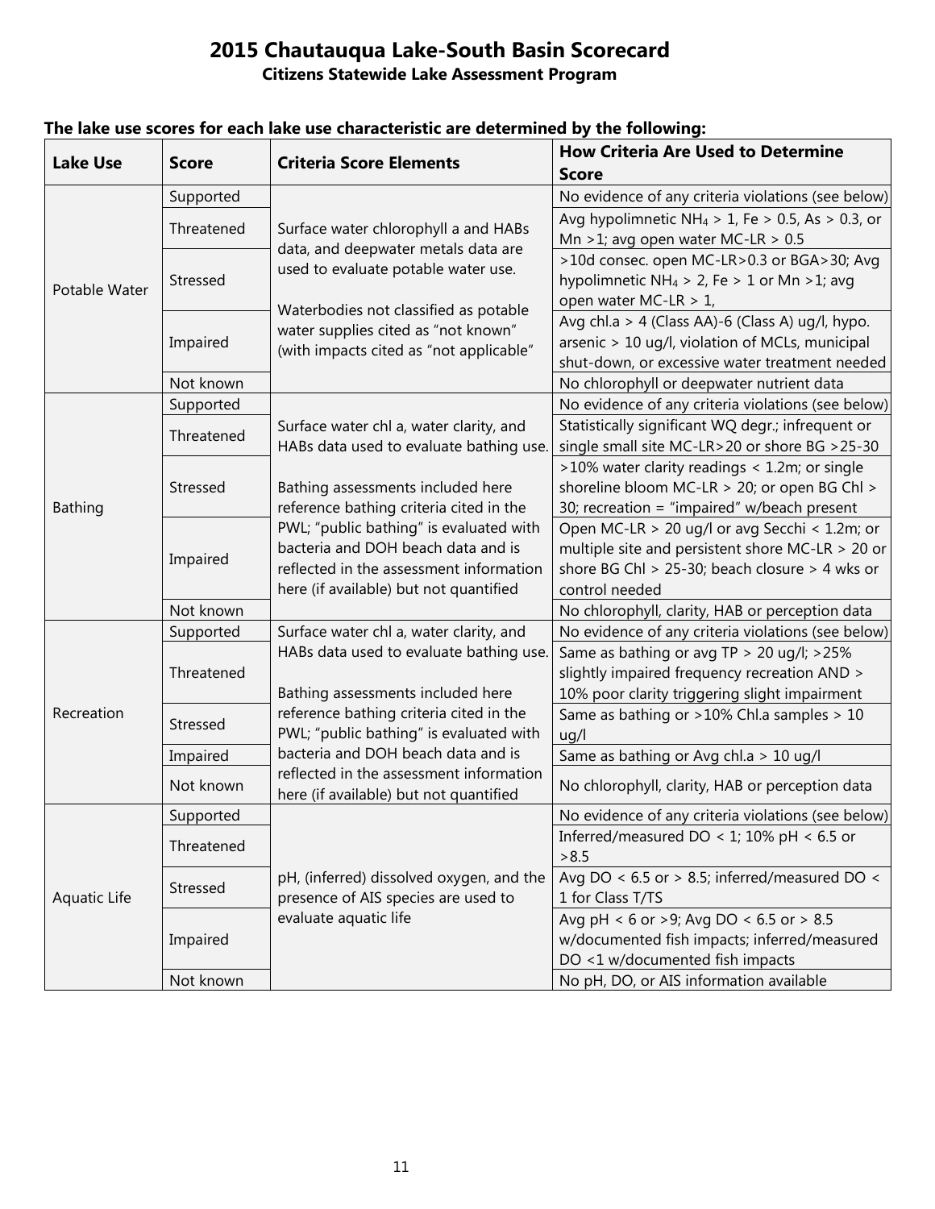# 2015 Chautauqua Lake-South Basin Scorecard

## Citizens Statewide Lake Assessment Program

**The lake use scores for each lake use characteristic are determined by the following:**

| Lake Use | Score | Criteria Score Elements | How Criteria Are Used to Determine Score |
|---|---|---|---|
| Potable Water | Supported | Surface water chlorophyll a and HABs data, and deepwater metals data are used to evaluate potable water use. Waterbodies not classified as potable water supplies cited as "not known" (with impacts cited as "not applicable" | No evidence of any criteria violations (see below) |
| | Threatened | | Avg hypolimnetic $NH_4 > 1$, Fe > 0.5, As > 0.3, or Mn >1; avg open water MC-LR > 0.5 |
| | Stressed | | >10d consec. open MC-LR>0.3 or BGA>30; Avg hypolimnetic $NH_4 > 2$, Fe > 1 or Mn >1; avg open water MC-LR > 1, |
| | Impaired | | Avg chl.a > 4 (Class AA)-6 (Class A) ug/l, hypo. arsenic > 10 ug/l, violation of MCLs, municipal shut-down, or excessive water treatment needed |
| | Not known | | No chlorophyll or deepwater nutrient data |
| Bathing | Supported | Surface water chl a, water clarity, and HABs data used to evaluate bathing use. Bathing assessments included here reference bathing criteria cited in the PWL; "public bathing" is evaluated with bacteria and DOH beach data and is reflected in the assessment information here (if available) but not quantified | No evidence of any criteria violations (see below) |
| | Threatened | | Statistically significant WQ degr.; infrequent or single small site MC-LR>20 or shore BG >25-30 |
| | Stressed | | >10% water clarity readings < 1.2m; or single shoreline bloom MC-LR > 20; or open BG Chl > 30; recreation = "impaired" w/beach present |
| | Impaired | | Open MC-LR > 20 ug/l or avg Secchi < 1.2m; or multiple site and persistent shore MC-LR > 20 or shore BG Chl > 25-30; beach closure > 4 wks or control needed |
| | Not known | | No chlorophyll, clarity, HAB or perception data |
| Recreation | Supported | Surface water chl a, water clarity, and HABs data used to evaluate bathing use. Bathing assessments included here reference bathing criteria cited in the PWL; "public bathing" is evaluated with bacteria and DOH beach data and is reflected in the assessment information here (if available) but not quantified | No evidence of any criteria violations (see below) |
| | Threatened | | Same as bathing or avg TP > 20 ug/l; >25% slightly impaired frequency recreation AND > 10% poor clarity triggering slight impairment |
| | Stressed | | Same as bathing or >10% Chl.a samples > 10 ug/l |
| | Impaired | | Same as bathing or Avg chl.a > 10 ug/l |
| | Not known | | No chlorophyll, clarity, HAB or perception data |
| Aquatic Life | Supported | pH, (inferred) dissolved oxygen, and the presence of AIS species are used to evaluate aquatic life | No evidence of any criteria violations (see below) |
| | Threatened | | Inferred/measured DO < 1; 10% pH < 6.5 or >8.5 |
| | Stressed | | Avg DO < 6.5 or > 8.5; inferred/measured DO < 1 for Class T/TS |
| | Impaired | | Avg pH < 6 or >9; Avg DO < 6.5 or > 8.5 w/documented fish impacts; inferred/measured DO <1 w/documented fish impacts |
| | Not known | | No pH, DO, or AIS information available |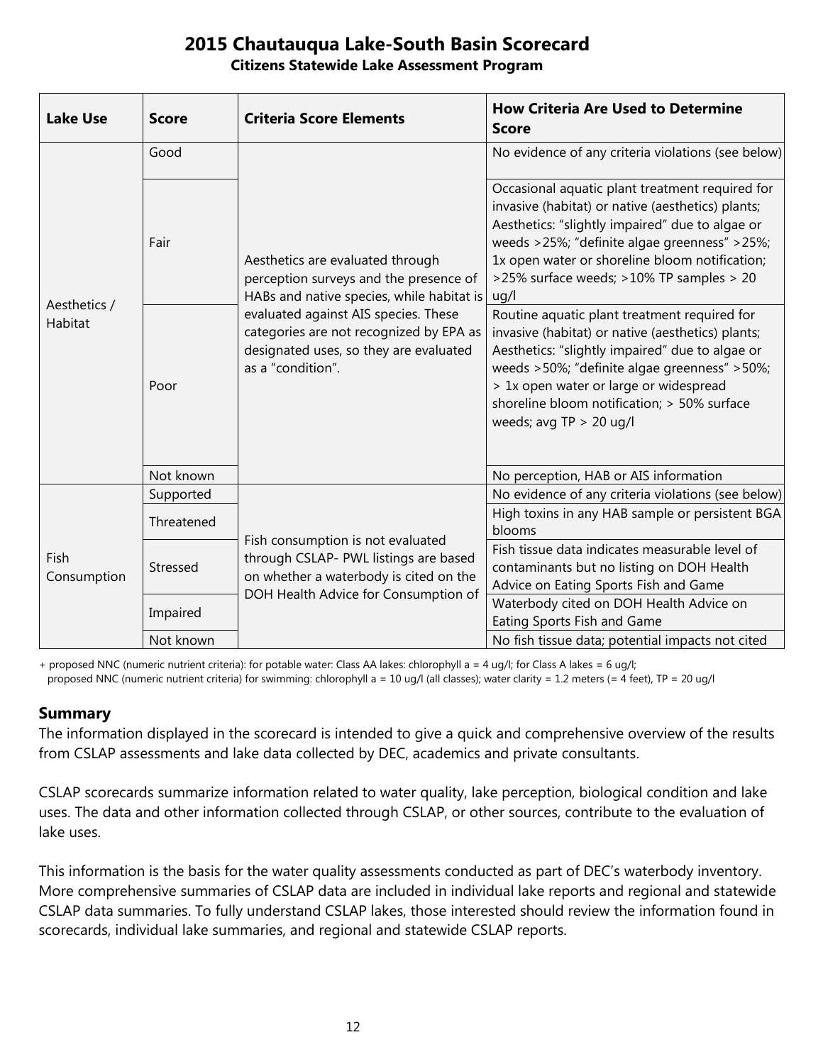# 2015 Chautauqua Lake-South Basin Scorecard

**Citizens Statewide Lake Assessment Program**

| Lake Use | Score | Criteria Score Elements | How Criteria Are Used to Determine Score |
|---|---|---|---|
| Aesthetics / Habitat | Good | Aesthetics are evaluated through perception surveys and the presence of HABs and native species, while habitat is evaluated against AIS species. These categories are not recognized by EPA as designated uses, so they are evaluated as a "condition". | No evidence of any criteria violations (see below) |
| | Fair | | Occasional aquatic plant treatment required for invasive (habitat) or native (aesthetics) plants; Aesthetics: "slightly impaired" due to algae or weeds >25%; "definite algae greenness" >25%; 1x open water or shoreline bloom notification; >25% surface weeds; >10% TP samples > 20 ug/l |
| | Poor | | Routine aquatic plant treatment required for invasive (habitat) or native (aesthetics) plants; Aesthetics: "slightly impaired" due to algae or weeds >50%; "definite algae greenness" >50%; > 1x open water or large or widespread shoreline bloom notification; > 50% surface weeds; avg TP > 20 ug/l |
| | Not known | | No perception, HAB or AIS information |
| Fish Consumption | Supported | Fish consumption is not evaluated through CSLAP- PWL listings are based on whether a waterbody is cited on the DOH Health Advice for Consumption of | No evidence of any criteria violations (see below) |
| | Threatened | | High toxins in any HAB sample or persistent BGA blooms |
| | Stressed | | Fish tissue data indicates measurable level of contaminants but no listing on DOH Health Advice on Eating Sports Fish and Game |
| | Impaired | | Waterbody cited on DOH Health Advice on Eating Sports Fish and Game |
| | Not known | | No fish tissue data; potential impacts not cited |

+ proposed NNC (numeric nutrient criteria): for potable water: Class AA lakes: chlorophyll a = 4 ug/l; for Class A lakes = 6 ug/l;
proposed NNC (numeric nutrient criteria) for swimming: chlorophyll a = 10 ug/l (all classes); water clarity = 1.2 meters (= 4 feet), TP = 20 ug/l

## Summary

The information displayed in the scorecard is intended to give a quick and comprehensive overview of the results from CSLAP assessments and lake data collected by DEC, academics and private consultants.

CSLAP scorecards summarize information related to water quality, lake perception, biological condition and lake uses. The data and other information collected through CSLAP, or other sources, contribute to the evaluation of lake uses.

This information is the basis for the water quality assessments conducted as part of DEC's waterbody inventory. More comprehensive summaries of CSLAP data are included in individual lake reports and regional and statewide CSLAP data summaries. To fully understand CSLAP lakes, those interested should review the information found in scorecards, individual lake summaries, and regional and statewide CSLAP reports.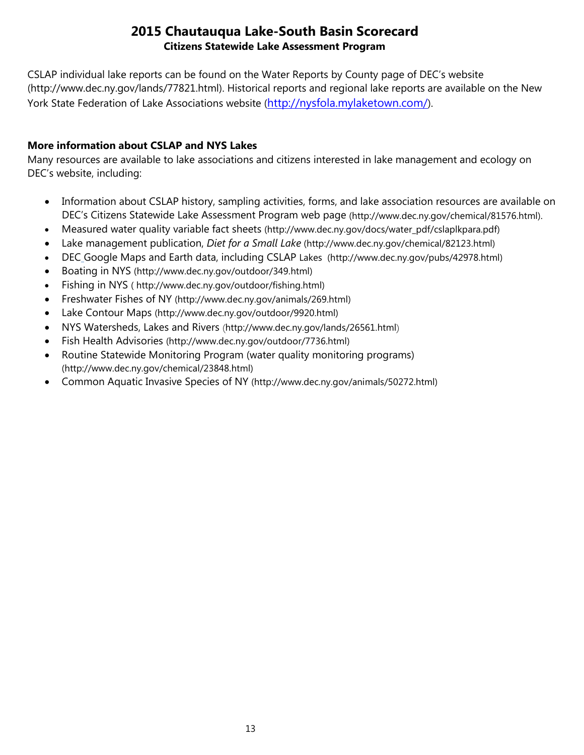# 2015 Chautauqua Lake-South Basin Scorecard

**Citizens Statewide Lake Assessment Program**

CSLAP individual lake reports can be found on the Water Reports by County page of DEC's website (http://www.dec.ny.gov/lands/77821.html). Historical reports and regional lake reports are available on the New York State Federation of Lake Associations website (http://nysfola.mylaketown.com/).

**More information about CSLAP and NYS Lakes**

Many resources are available to lake associations and citizens interested in lake management and ecology on DEC's website, including:

- Information about CSLAP history, sampling activities, forms, and lake association resources are available on DEC's Citizens Statewide Lake Assessment Program web page (http://www.dec.ny.gov/chemical/81576.html).
- Measured water quality variable fact sheets (http://www.dec.ny.gov/docs/water_pdf/cslaplkpara.pdf)
- Lake management publication, *Diet for a Small Lake* (http://www.dec.ny.gov/chemical/82123.html)
- DEC Google Maps and Earth data, including CSLAP Lakes (http://www.dec.ny.gov/pubs/42978.html)
- Boating in NYS (http://www.dec.ny.gov/outdoor/349.html)
- Fishing in NYS ( http://www.dec.ny.gov/outdoor/fishing.html)
- Freshwater Fishes of NY (http://www.dec.ny.gov/animals/269.html)
- Lake Contour Maps (http://www.dec.ny.gov/outdoor/9920.html)
- NYS Watersheds, Lakes and Rivers (http://www.dec.ny.gov/lands/26561.html)
- Fish Health Advisories (http://www.dec.ny.gov/outdoor/7736.html)
- Routine Statewide Monitoring Program (water quality monitoring programs) (http://www.dec.ny.gov/chemical/23848.html)
- Common Aquatic Invasive Species of NY (http://www.dec.ny.gov/animals/50272.html)